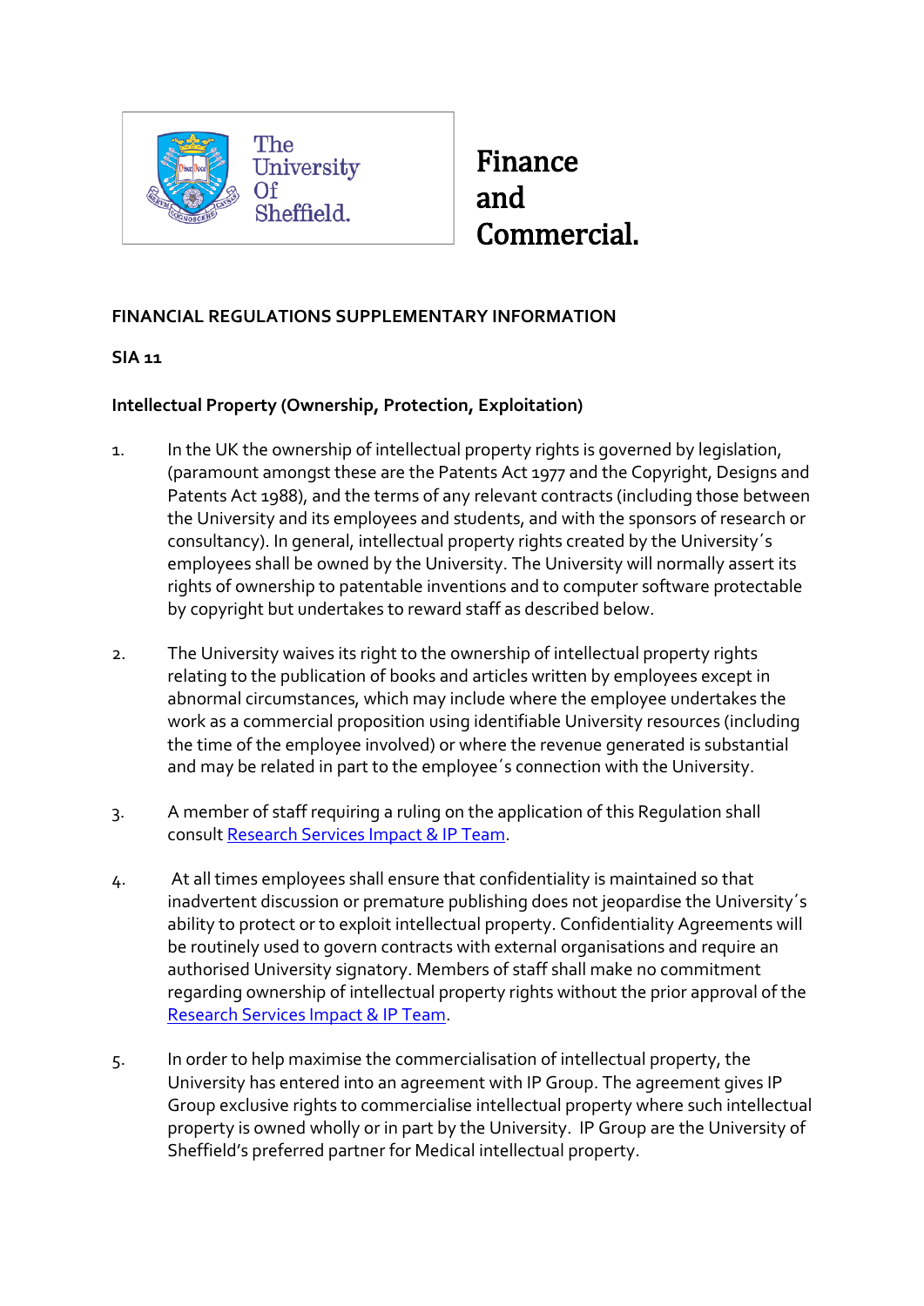The University Of Sheffield.

# Finance and Commercial.

**FINANCIAL REGULATIONS SUPPLEMENTARY INFORMATION**

**SIA 11**

**Intellectual Property (Ownership, Protection, Exploitation)**

1. In the UK the ownership of intellectual property rights is governed by legislation, (paramount amongst these are the Patents Act 1977 and the Copyright, Designs and Patents Act 1988), and the terms of any relevant contracts (including those between the University and its employees and students, and with the sponsors of research or consultancy). In general, intellectual property rights created by the University´s employees shall be owned by the University. The University will normally assert its rights of ownership to patentable inventions and to computer software protectable by copyright but undertakes to reward staff as described below.

2. The University waives its right to the ownership of intellectual property rights relating to the publication of books and articles written by employees except in abnormal circumstances, which may include where the employee undertakes the work as a commercial proposition using identifiable University resources (including the time of the employee involved) or where the revenue generated is substantial and may be related in part to the employee´s connection with the University.

3. A member of staff requiring a ruling on the application of this Regulation shall consult Research Services Impact & IP Team.

4. At all times employees shall ensure that confidentiality is maintained so that inadvertent discussion or premature publishing does not jeopardise the University´s ability to protect or to exploit intellectual property. Confidentiality Agreements will be routinely used to govern contracts with external organisations and require an authorised University signatory. Members of staff shall make no commitment regarding ownership of intellectual property rights without the prior approval of the Research Services Impact & IP Team.

5. In order to help maximise the commercialisation of intellectual property, the University has entered into an agreement with IP Group. The agreement gives IP Group exclusive rights to commercialise intellectual property where such intellectual property is owned wholly or in part by the University. IP Group are the University of Sheffield's preferred partner for Medical intellectual property.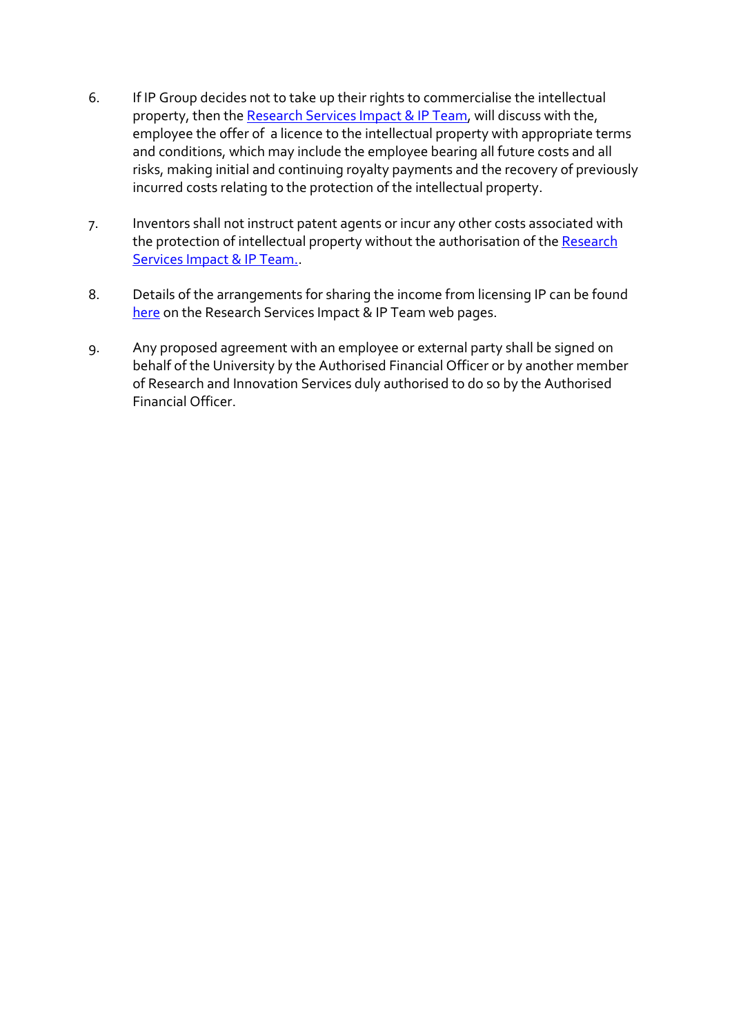6. If IP Group decides not to take up their rights to commercialise the intellectual property, then the Research Services Impact & IP Team, will discuss with the, employee the offer of a licence to the intellectual property with appropriate terms and conditions, which may include the employee bearing all future costs and all risks, making initial and continuing royalty payments and the recovery of previously incurred costs relating to the protection of the intellectual property.

7. Inventors shall not instruct patent agents or incur any other costs associated with the protection of intellectual property without the authorisation of the Research Services Impact & IP Team..

8. Details of the arrangements for sharing the income from licensing IP can be found here on the Research Services Impact & IP Team web pages.

9. Any proposed agreement with an employee or external party shall be signed on behalf of the University by the Authorised Financial Officer or by another member of Research and Innovation Services duly authorised to do so by the Authorised Financial Officer.